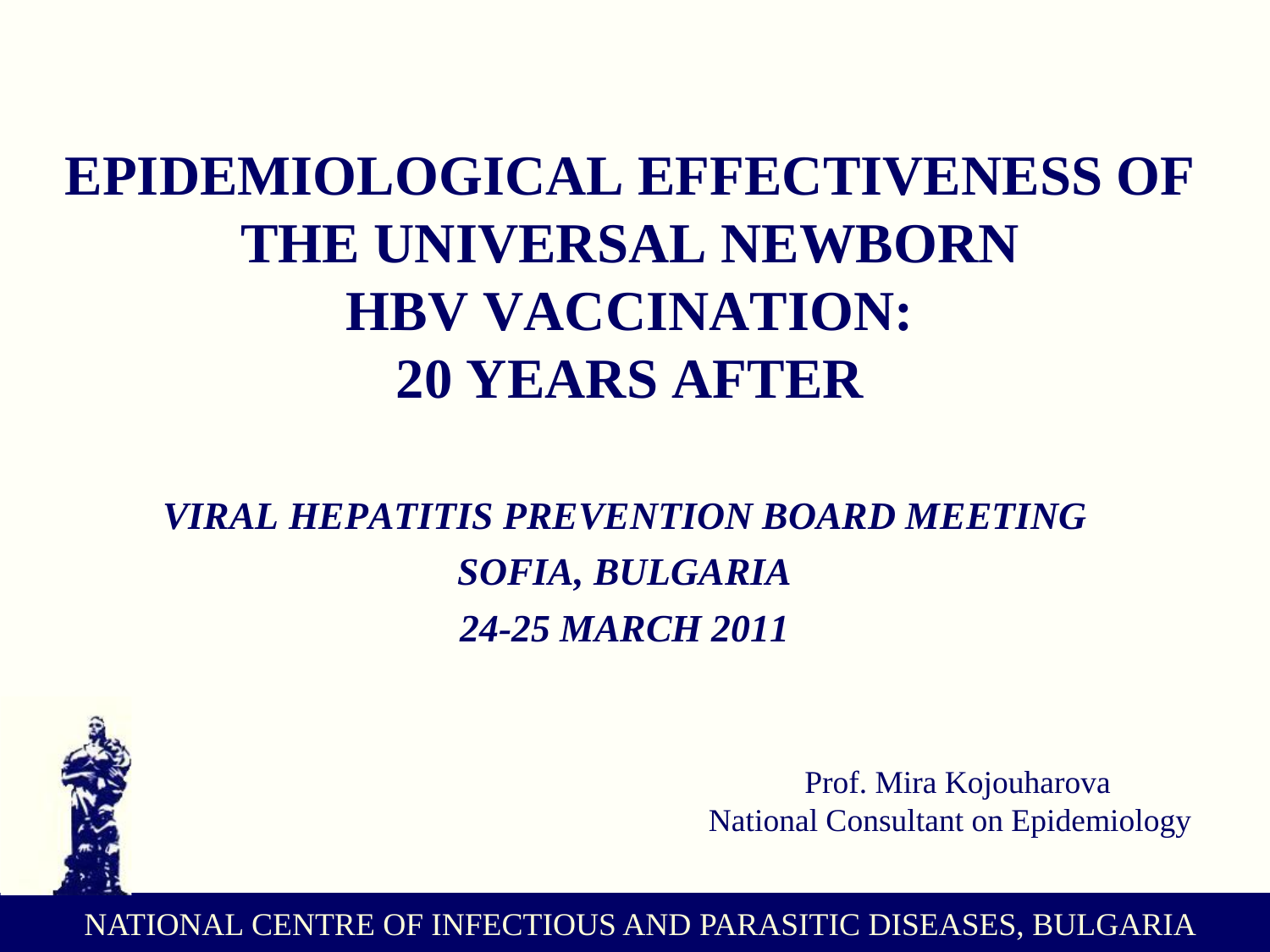# EPIDEMIOLOGICAL EFFECTIVENESS OF THE UNIVERSAL NEWBORN HBV VACCINATION: 20 YEARS AFTER

***VIRAL HEPATITIS PREVENTION BOARD MEETING***
***SOFIA, BULGARIA***
***24-25 MARCH 2011***

Prof. Mira Kojouharova
National Consultant on Epidemiology

NATIONAL CENTRE OF INFECTIOUS AND PARASITIC DISEASES, BULGARIA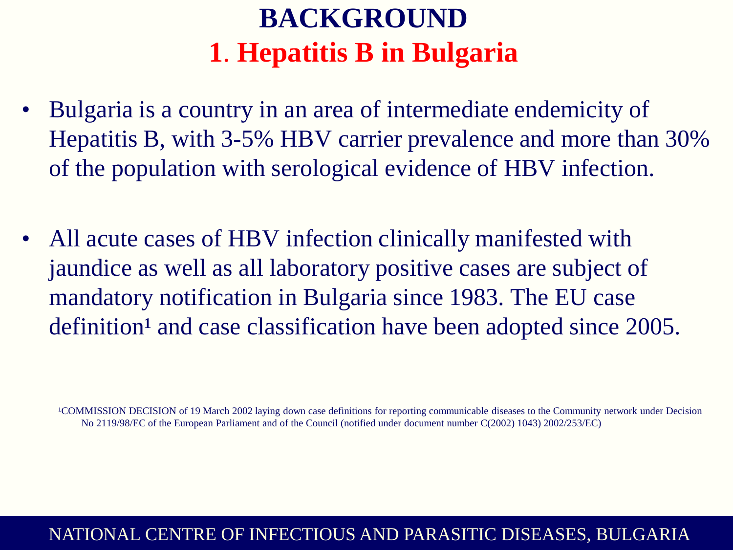# BACKGROUND

## 1. Hepatitis B in Bulgaria

- Bulgaria is a country in an area of intermediate endemicity of Hepatitis B, with 3-5% HBV carrier prevalence and more than 30% of the population with serological evidence of HBV infection.

- All acute cases of HBV infection clinically manifested with jaundice as well as all laboratory positive cases are subject of mandatory notification in Bulgaria since 1983. The EU case definition[1] and case classification have been adopted since 2005.

[1]COMMISSION DECISION of 19 March 2002 laying down case definitions for reporting communicable diseases to the Community network under Decision No 2119/98/EC of the European Parliament and of the Council (notified under document number C(2002) 1043) 2002/253/EC)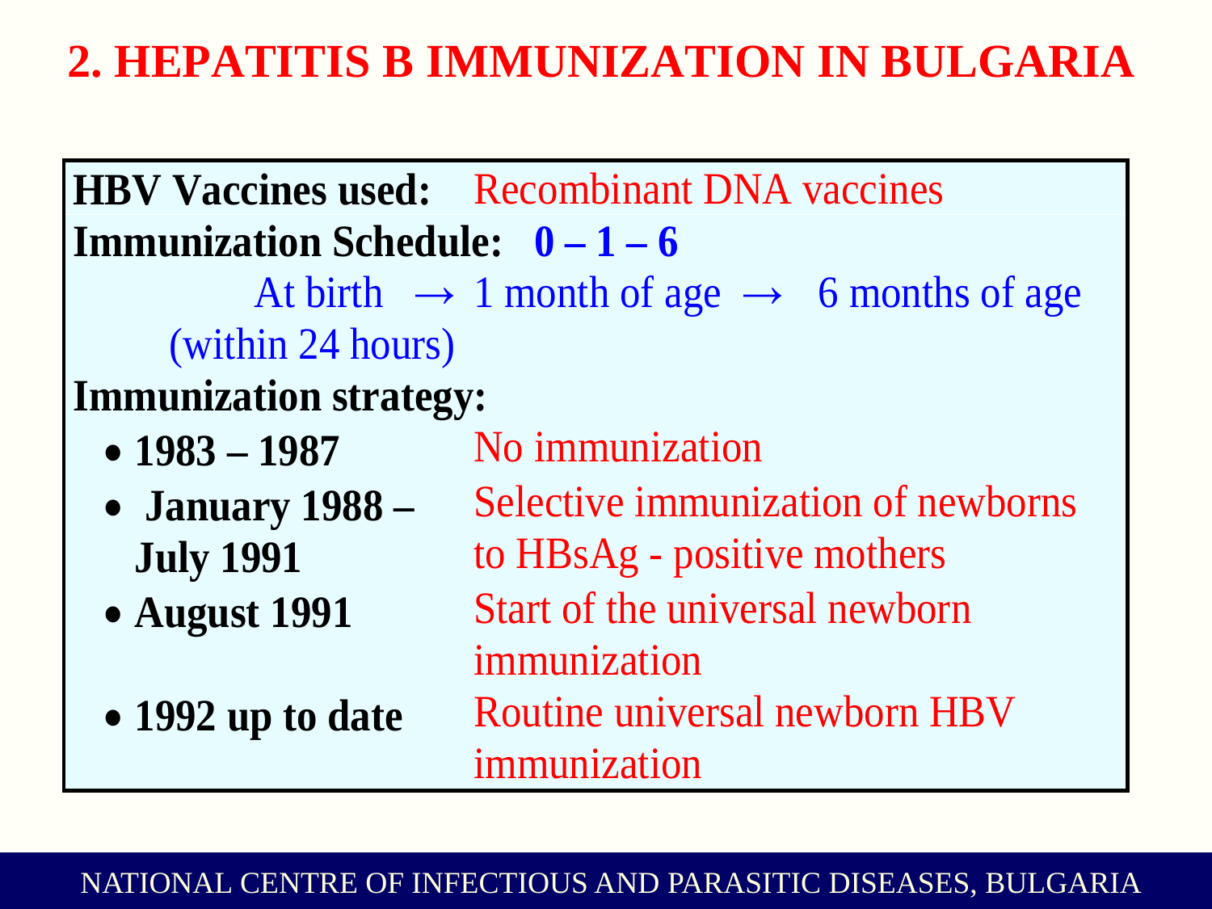# 2. HEPATITIS B IMMUNIZATION IN BULGARIA

**HBV Vaccines used:** Recombinant DNA vaccines

**Immunization Schedule:** **0 – 1 – 6**

At birth (within 24 hours) → 1 month of age → 6 months of age

**Immunization strategy:**

- **1983 – 1987** No immunization
- **January 1988 – July 1991** Selective immunization of newborns to HBsAg - positive mothers
- **August 1991** Start of the universal newborn immunization
- **1992 up to date** Routine universal newborn HBV immunization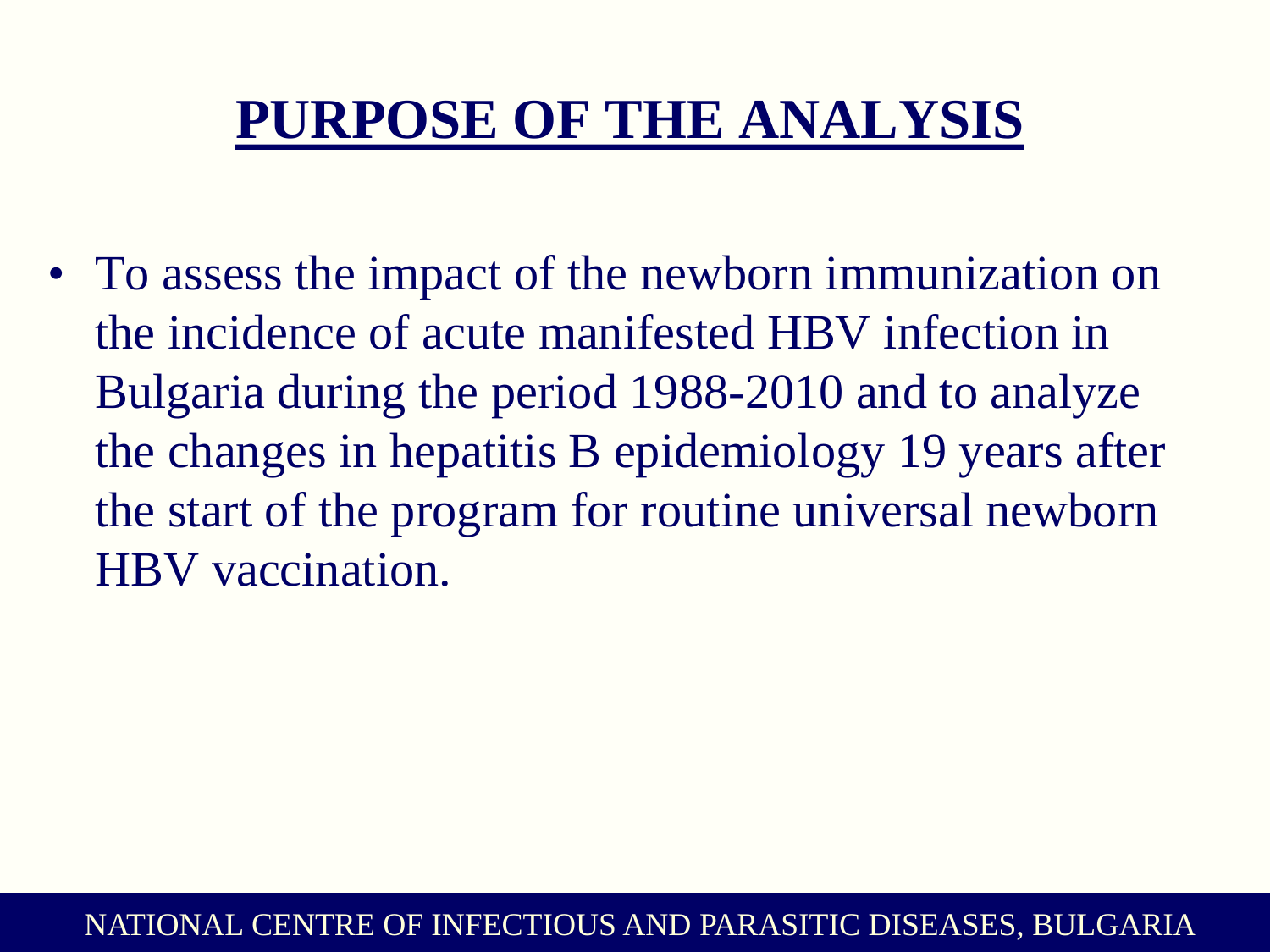# PURPOSE OF THE ANALYSIS

- To assess the impact of the newborn immunization on the incidence of acute manifested HBV infection in Bulgaria during the period 1988-2010 and to analyze the changes in hepatitis B epidemiology 19 years after the start of the program for routine universal newborn HBV vaccination.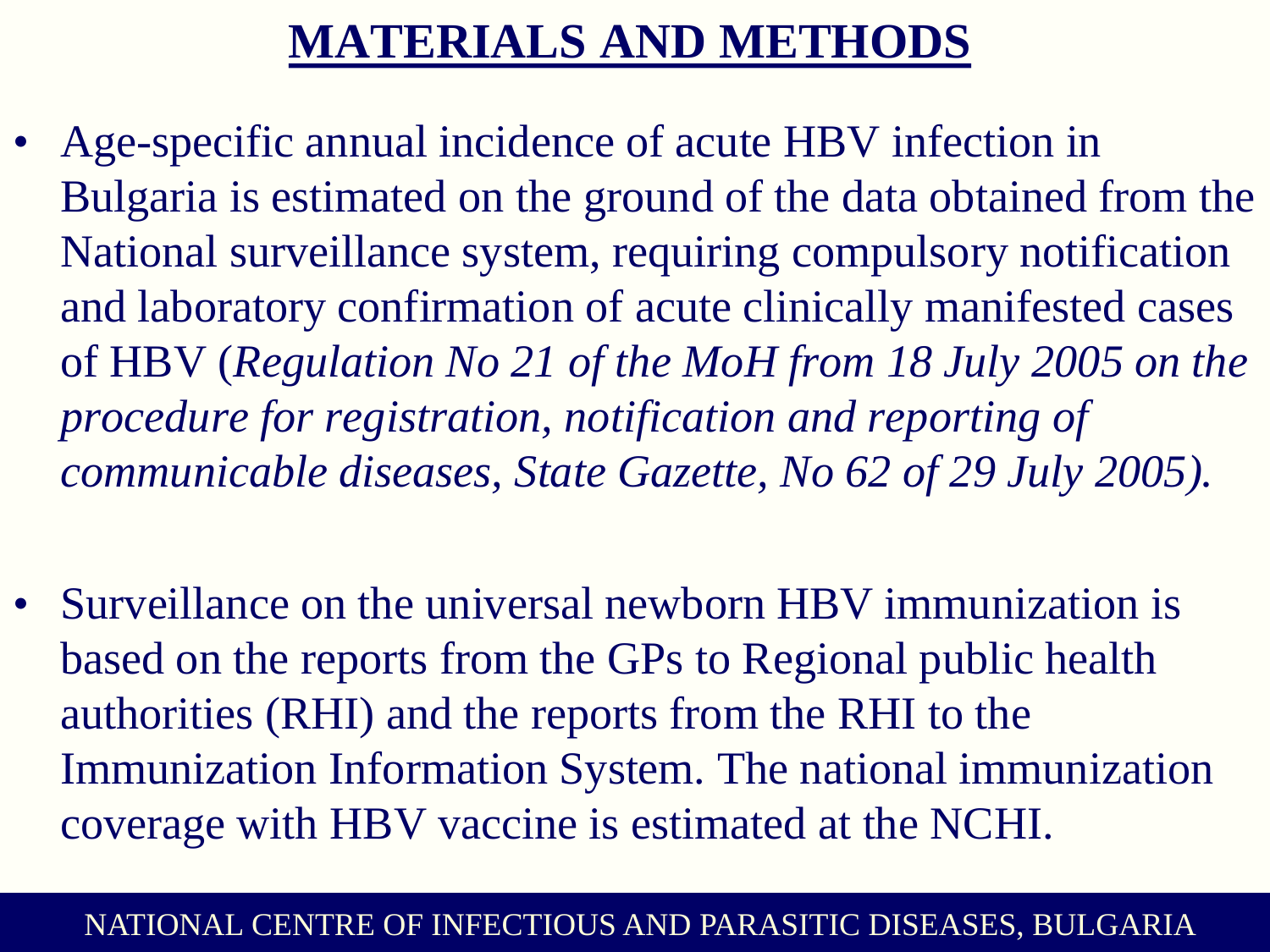# MATERIALS AND METHODS

- Age-specific annual incidence of acute HBV infection in Bulgaria is estimated on the ground of the data obtained from the National surveillance system, requiring compulsory notification and laboratory confirmation of acute clinically manifested cases of HBV (*Regulation No 21 of the MoH from 18 July 2005 on the procedure for registration, notification and reporting of communicable diseases, State Gazette, No 62 of 29 July 2005).*

- Surveillance on the universal newborn HBV immunization is based on the reports from the GPs to Regional public health authorities (RHI) and the reports from the RHI to the Immunization Information System. The national immunization coverage with HBV vaccine is estimated at the NCHI.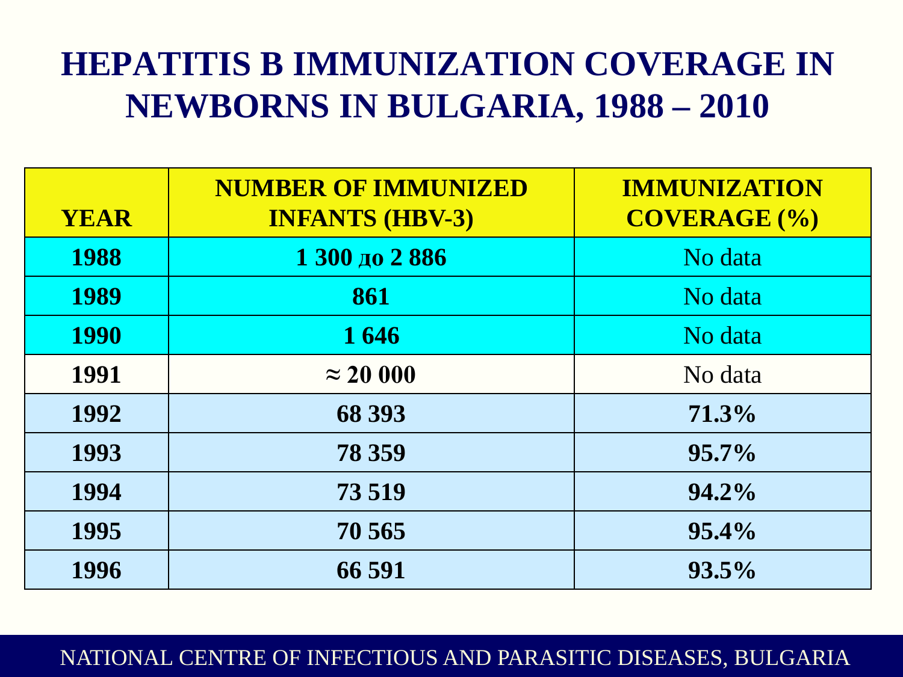# HEPATITIS B IMMUNIZATION COVERAGE IN NEWBORNS IN BULGARIA, 1988 – 2010

| YEAR | NUMBER OF IMMUNIZED INFANTS (HBV-3) | IMMUNIZATION COVERAGE (%) |
|---|---|---|
| **1988** | **1 300 до 2 886** | No data |
| **1989** | **861** | No data |
| **1990** | **1 646** | No data |
| **1991** | **≈ 20 000** | No data |
| **1992** | **68 393** | **71.3%** |
| **1993** | **78 359** | **95.7%** |
| **1994** | **73 519** | **94.2%** |
| **1995** | **70 565** | **95.4%** |
| **1996** | **66 591** | **93.5%** |

NATIONAL CENTRE OF INFECTIOUS AND PARASITIC DISEASES, BULGARIA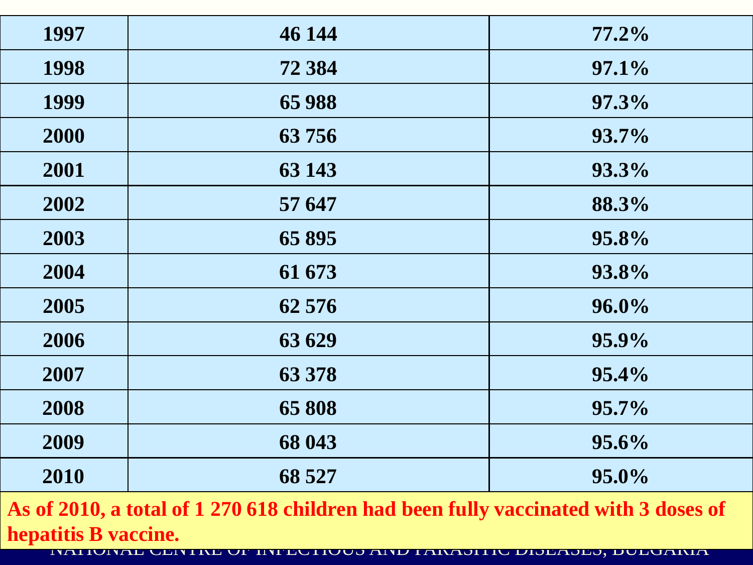| 1997 | 46 144 | 77.2% |
|---|---|---|
| 1998 | 72 384 | 97.1% |
| 1999 | 65 988 | 97.3% |
| 2000 | 63 756 | 93.7% |
| 2001 | 63 143 | 93.3% |
| 2002 | 57 647 | 88.3% |
| 2003 | 65 895 | 95.8% |
| 2004 | 61 673 | 93.8% |
| 2005 | 62 576 | 96.0% |
| 2006 | 63 629 | 95.9% |
| 2007 | 63 378 | 95.4% |
| 2008 | 65 808 | 95.7% |
| 2009 | 68 043 | 95.6% |
| 2010 | 68 527 | 95.0% |

**As of 2010, a total of 1 270 618 children had been fully vaccinated with 3 doses of hepatitis B vaccine.**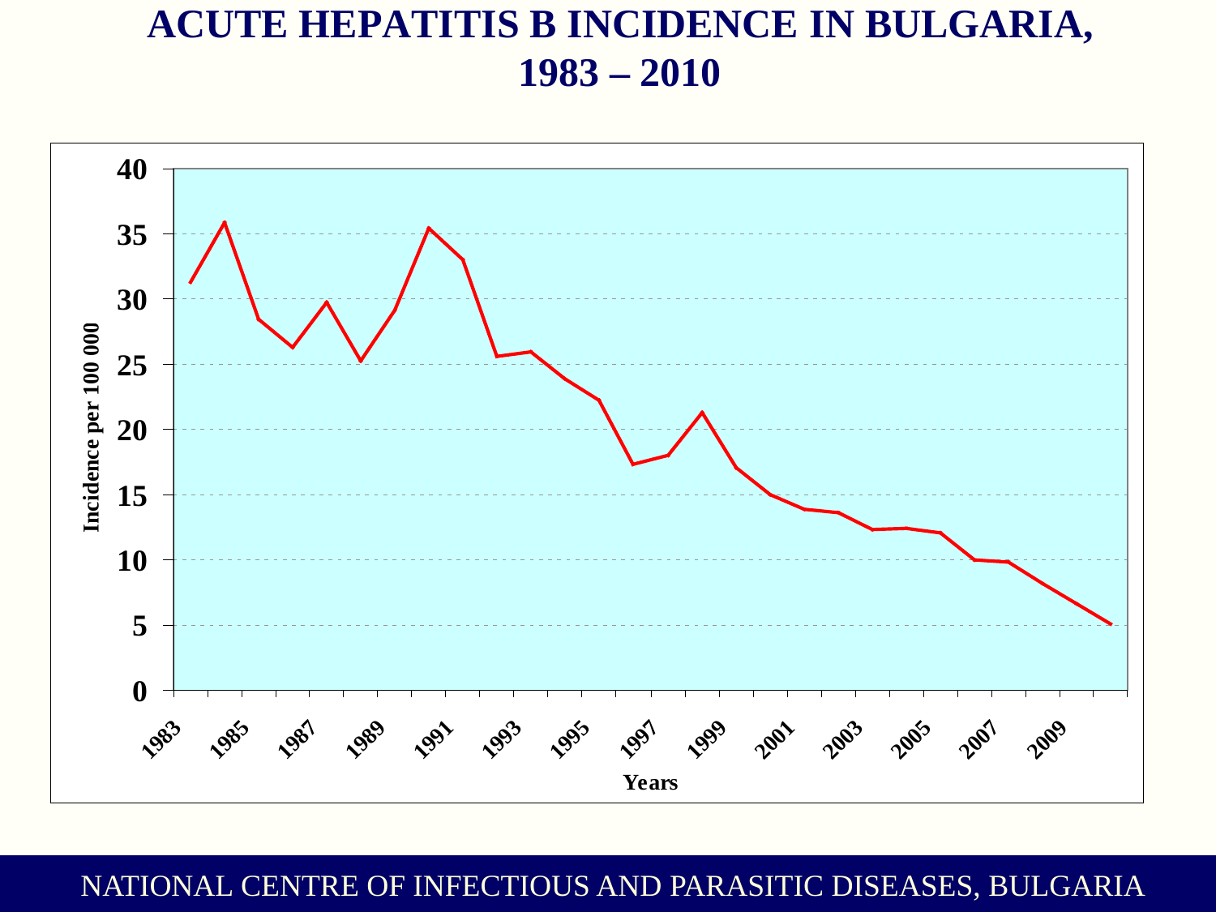# ACUTE HEPATITIS B INCIDENCE IN BULGARIA, 1983 – 2010

NATIONAL CENTRE OF INFECTIOUS AND PARASITIC DISEASES, BULGARIA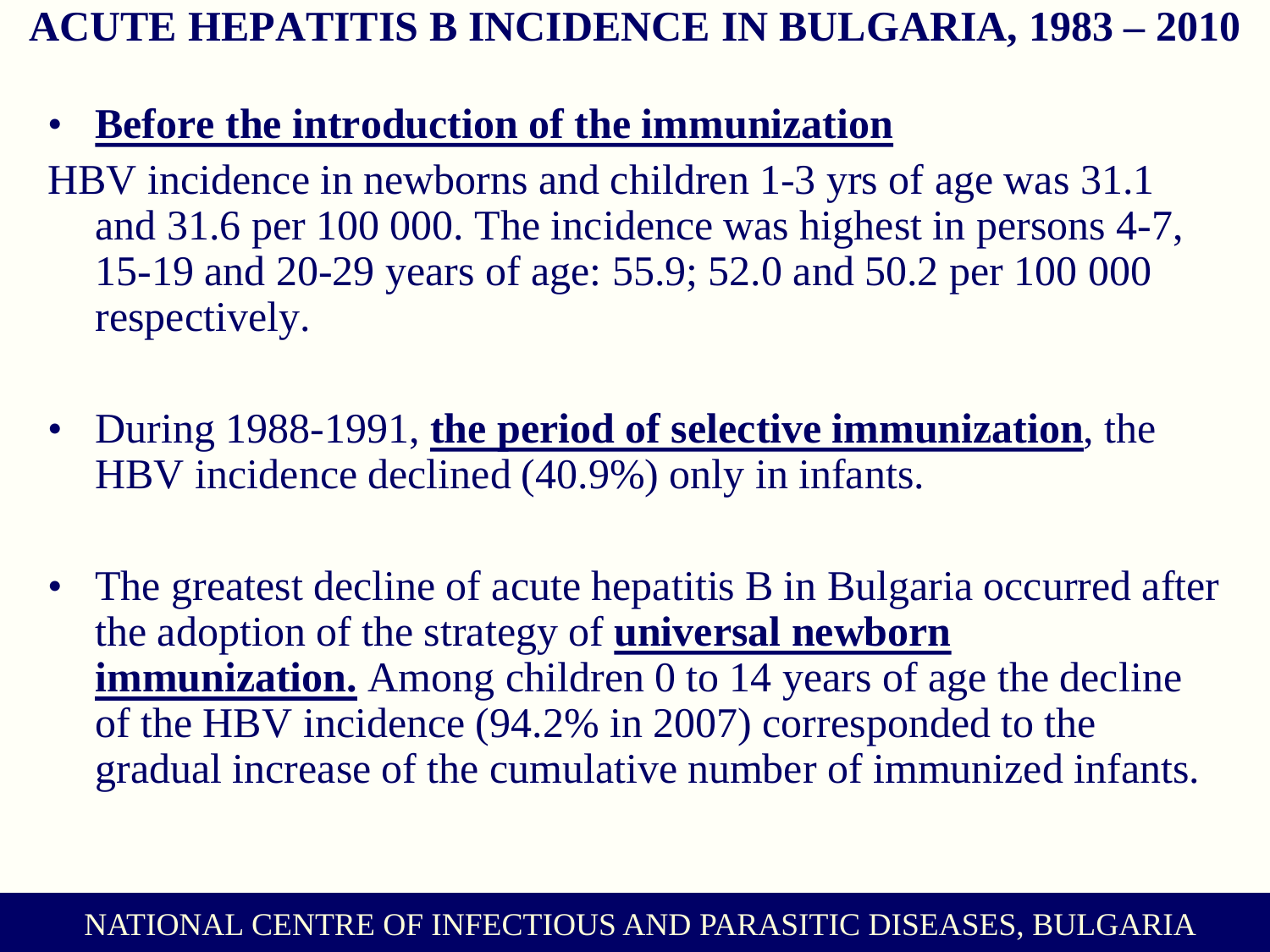# ACUTE HEPATITIS B INCIDENCE IN BULGARIA, 1983 – 2010

- **Before the introduction of the immunization**

HBV incidence in newborns and children 1-3 yrs of age was 31.1 and 31.6 per 100 000. The incidence was highest in persons 4-7, 15-19 and 20-29 years of age: 55.9; 52.0 and 50.2 per 100 000 respectively.

- During 1988-1991, **the period of selective immunization**, the HBV incidence declined (40.9%) only in infants.

- The greatest decline of acute hepatitis B in Bulgaria occurred after the adoption of the strategy of **universal newborn immunization.** Among children 0 to 14 years of age the decline of the HBV incidence (94.2% in 2007) corresponded to the gradual increase of the cumulative number of immunized infants.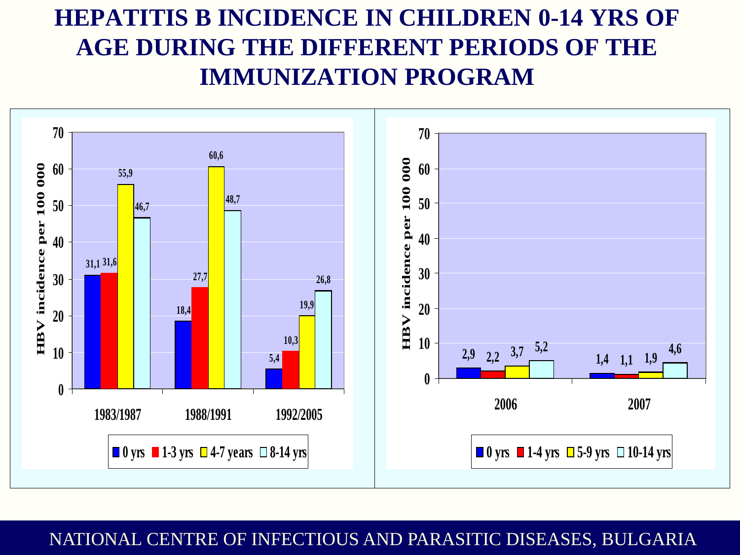# HEPATITIS B INCIDENCE IN CHILDREN 0-14 YRS OF AGE DURING THE DIFFERENT PERIODS OF THE IMMUNIZATION PROGRAM

HBV incidence per 100 000

| Period | 0 yrs | 1-3 yrs | 4-7 years | 8-14 yrs |
|---|---|---|---|---|
| 1983/1987 | 31,1 | 31,6 | 55,9 | 46,7 |
| 1988/1991 | 18,4 | 27,7 | 60,6 | 48,7 |
| 1992/2005 | 5,4 | 10,3 | 19,9 | 26,8 |

HBV incidence per 100 000

| Year | 0 yrs | 1-4 yrs | 5-9 yrs | 10-14 yrs |
|---|---|---|---|---|
| 2006 | 2,9 | 2,2 | 3,7 | 5,2 |
| 2007 | 1,4 | 1,1 | 1,9 | 4,6 |

NATIONAL CENTRE OF INFECTIOUS AND PARASITIC DISEASES, BULGARIA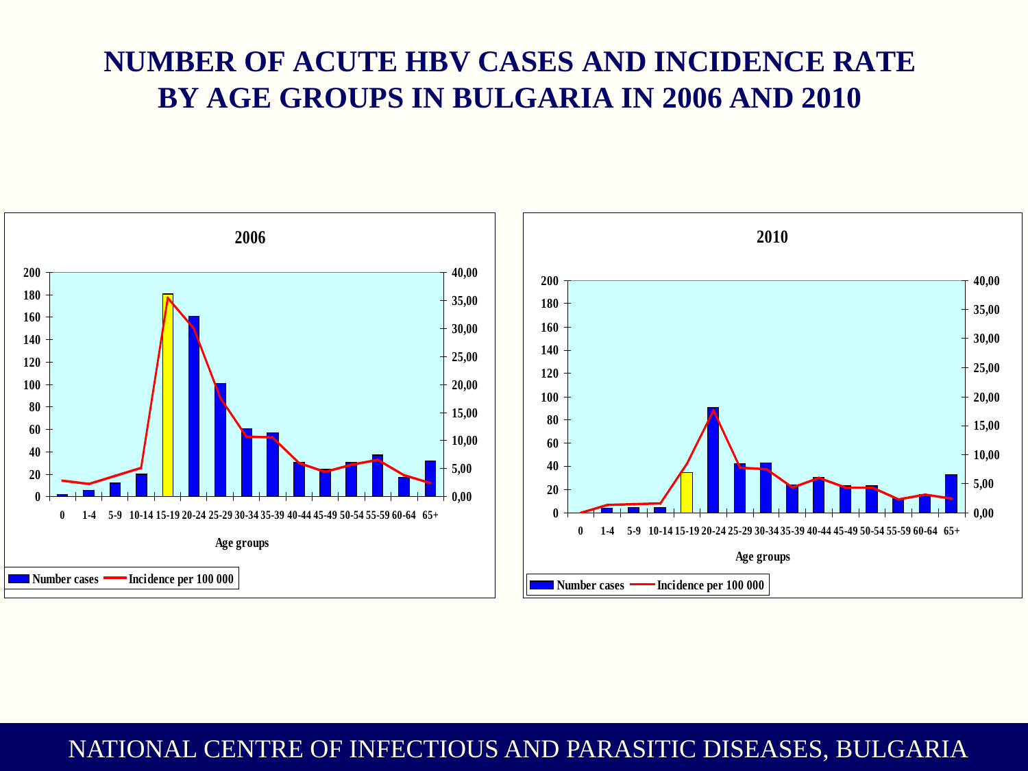# NUMBER OF ACUTE HBV CASES AND INCIDENCE RATE BY AGE GROUPS IN BULGARIA IN 2006 AND 2010

**2006**

Left axis: 0, 20, 40, 60, 80, 100, 120, 140, 160, 180, 200
Right axis: 0,00, 5,00, 10,00, 15,00, 20,00, 25,00, 30,00, 35,00, 40,00

Age groups: 0, 1-4, 5-9, 10-14, 15-19, 20-24, 25-29, 30-34, 35-39, 40-44, 45-49, 50-54, 55-59, 60-64, 65+

Number cases — Incidence per 100 000

**2010**

Left axis: 0, 20, 40, 60, 80, 100, 120, 140, 160, 180, 200
Right axis: 0,00, 5,00, 10,00, 15,00, 20,00, 25,00, 30,00, 35,00, 40,00

Age groups: 0, 1-4, 5-9, 10-14, 15-19, 20-24, 25-29, 30-34, 35-39, 40-44, 45-49, 50-54, 55-59, 60-64, 65+

Number cases — Incidence per 100 000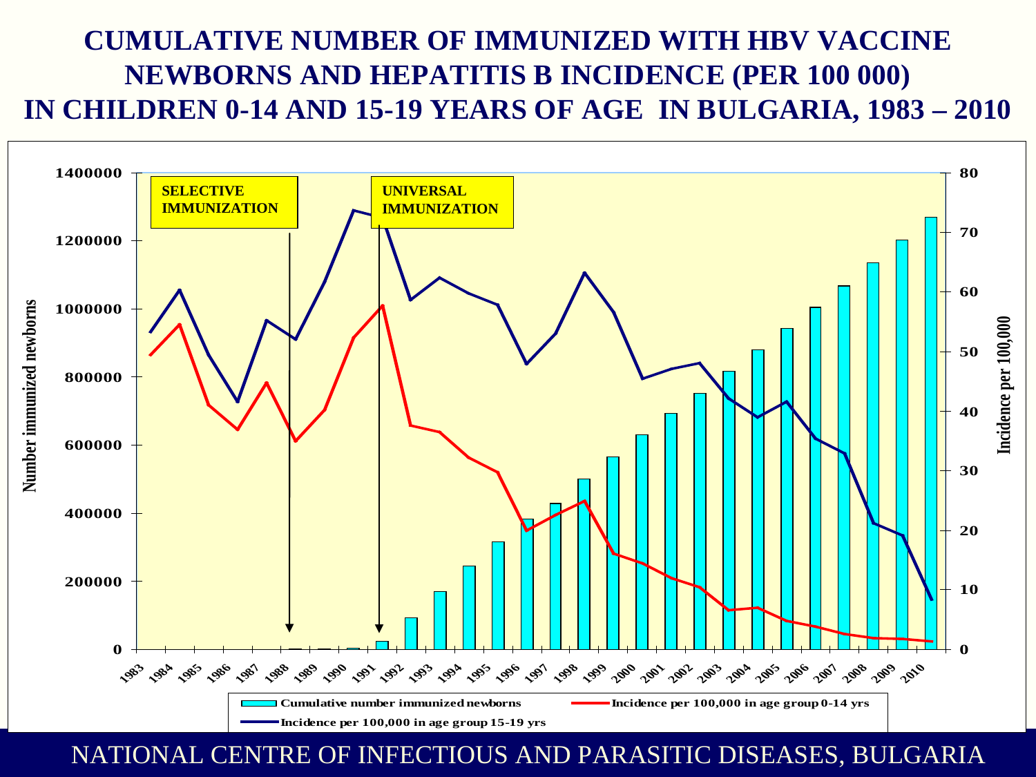# CUMULATIVE NUMBER OF IMMUNIZED WITH HBV VACCINE NEWBORNS AND HEPATITIS B INCIDENCE (PER 100 000) IN CHILDREN 0-14 AND 15-19 YEARS OF AGE IN BULGARIA, 1983 – 2010

SELECTIVE IMMUNIZATION

UNIVERSAL IMMUNIZATION

Number immunized newborns

Incidence per 100,000

- Cumulative number immunized newborns
- Incidence per 100,000 in age group 0-14 yrs
- Incidence per 100,000 in age group 15-19 yrs

NATIONAL CENTRE OF INFECTIOUS AND PARASITIC DISEASES, BULGARIA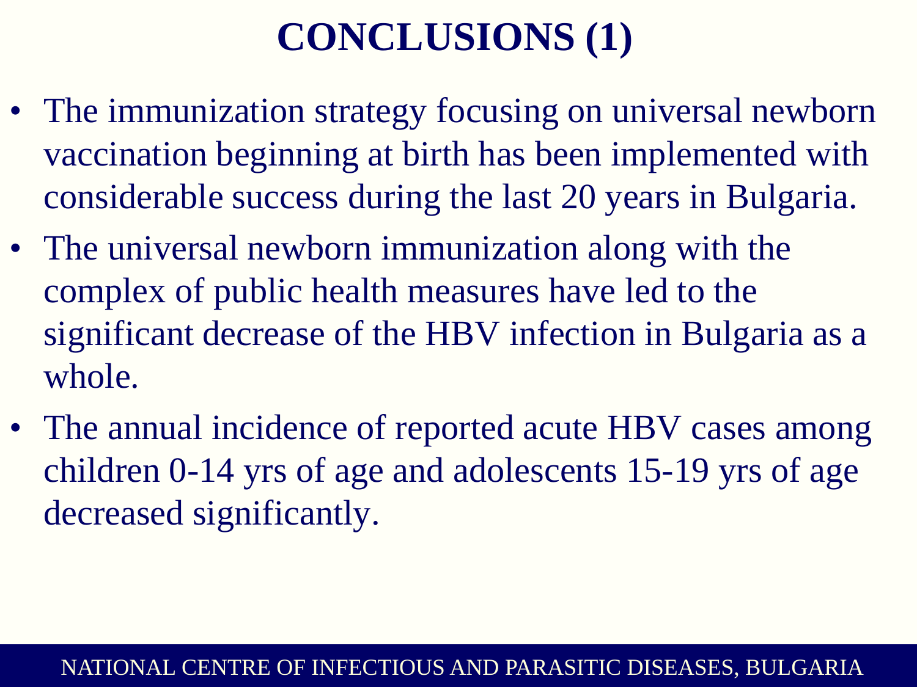# CONCLUSIONS (1)

- The immunization strategy focusing on universal newborn vaccination beginning at birth has been implemented with considerable success during the last 20 years in Bulgaria.
- The universal newborn immunization along with the complex of public health measures have led to the significant decrease of the HBV infection in Bulgaria as a whole.
- The annual incidence of reported acute HBV cases among children 0-14 yrs of age and adolescents 15-19 yrs of age decreased significantly.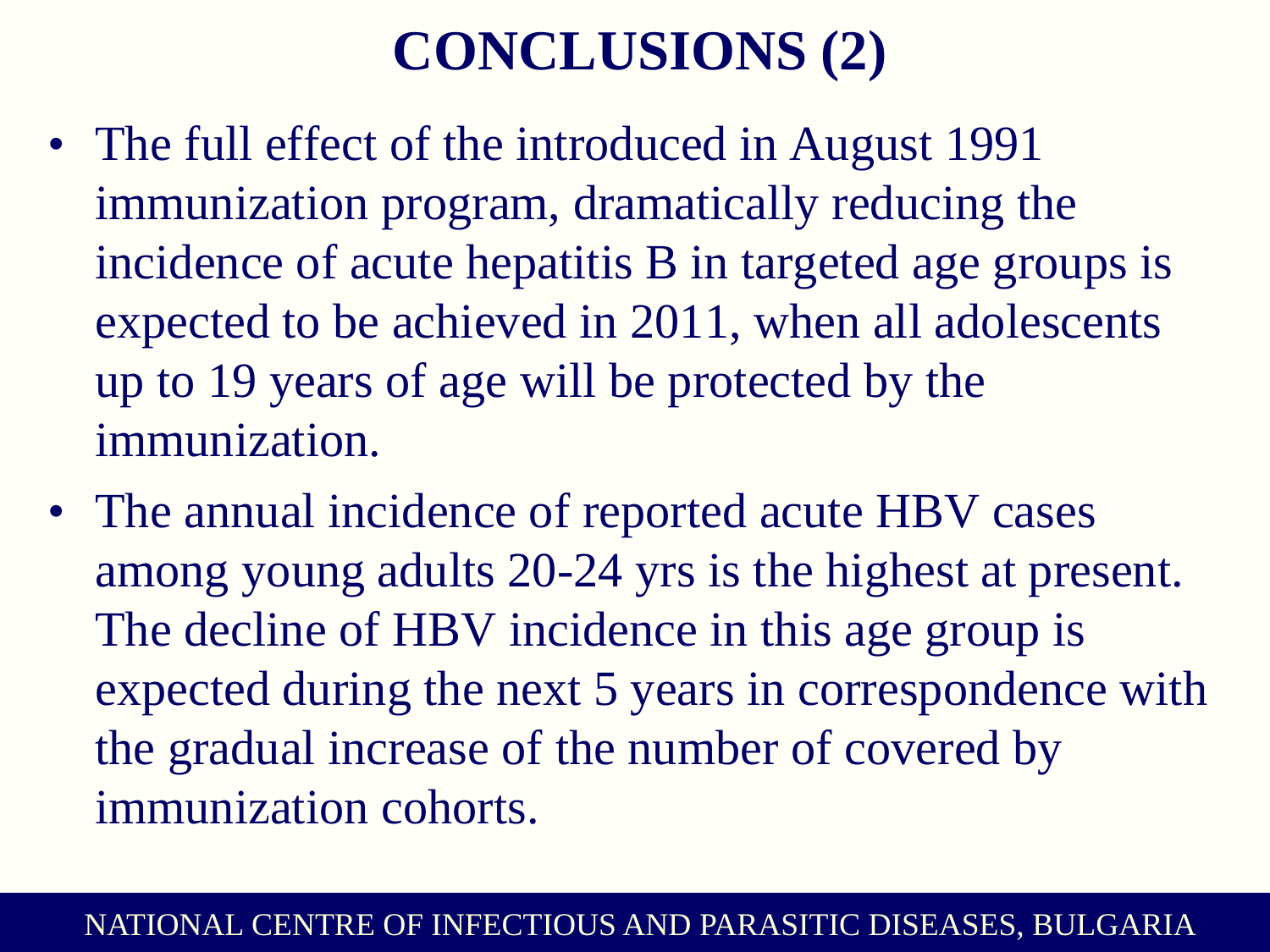# CONCLUSIONS (2)

- The full effect of the introduced in August 1991 immunization program, dramatically reducing the incidence of acute hepatitis B in targeted age groups is expected to be achieved in 2011, when all adolescents up to 19 years of age will be protected by the immunization.
- The annual incidence of reported acute HBV cases among young adults 20-24 yrs is the highest at present. The decline of HBV incidence in this age group is expected during the next 5 years in correspondence with the gradual increase of the number of covered by immunization cohorts.